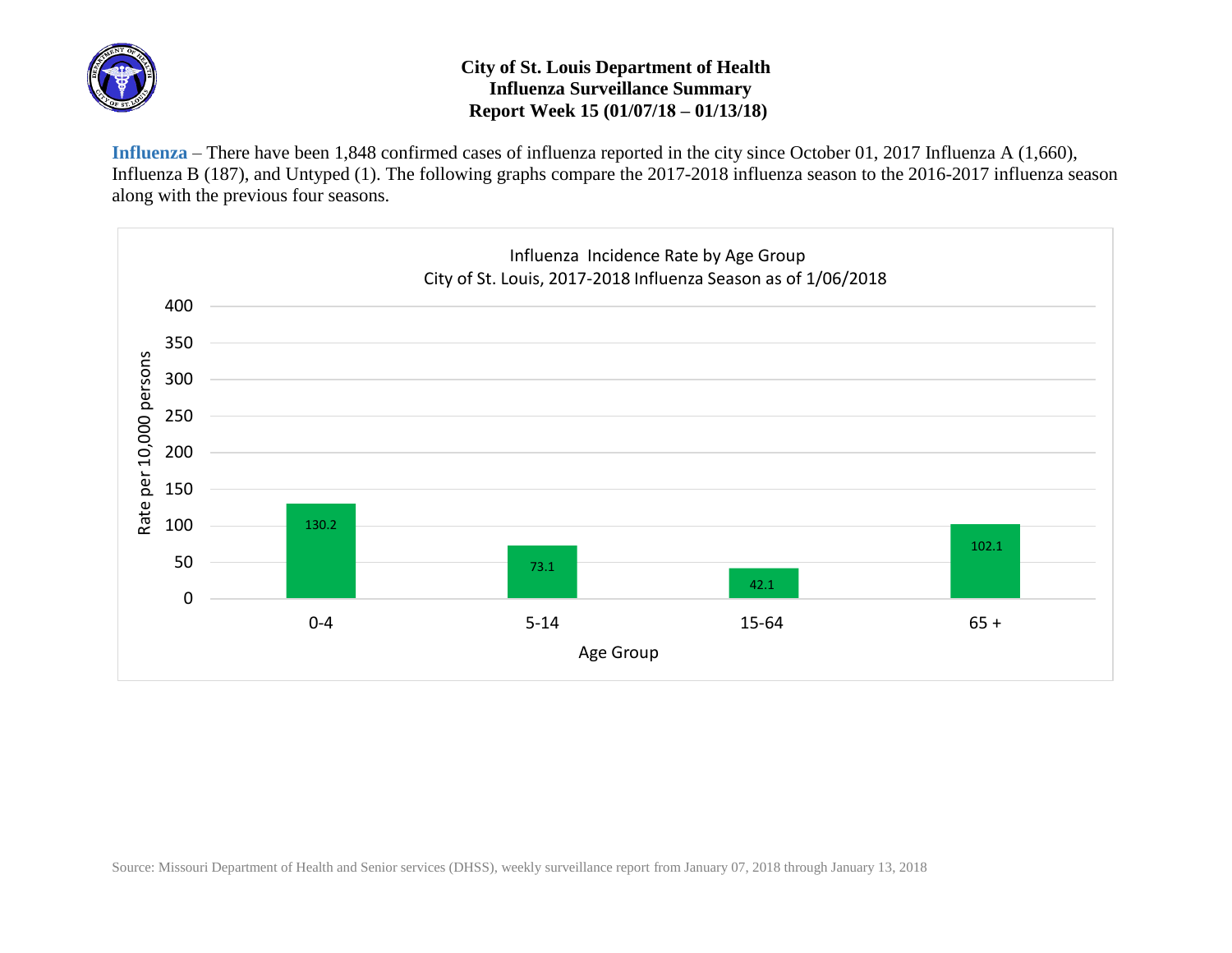# City of St. Louis Department of Health
## Influenza Surveillance Summary
## Report Week 15 (01/07/18 – 01/13/18)

**Influenza** – There have been 1,848 confirmed cases of influenza reported in the city since October 01, 2017 Influenza A (1,660), Influenza B (187), and Untyped (1). The following graphs compare the 2017-2018 influenza season to the 2016-2017 influenza season along with the previous four seasons.

**Influenza Incidence Rate by Age Group**
**City of St. Louis, 2017-2018 Influenza Season as of 1/06/2018**

| Age Group | Rate per 10,000 persons |
|---|---|
| 0-4 | 130.2 |
| 5-14 | 73.1 |
| 15-64 | 42.1 |
| 65 + | 102.1 |

Source: Missouri Department of Health and Senior services (DHSS), weekly surveillance report from January 07, 2018 through January 13, 2018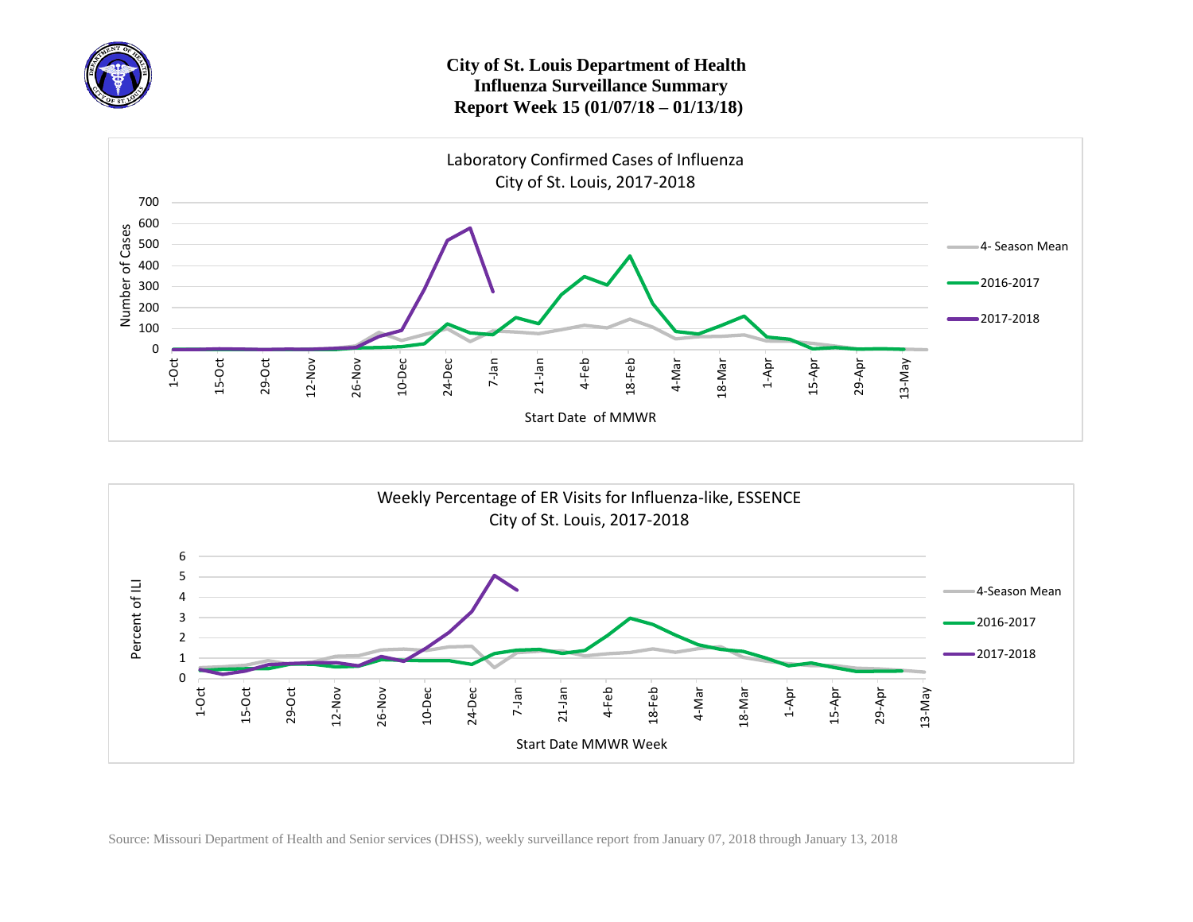# City of St. Louis Department of Health
## Influenza Surveillance Summary
## Report Week 15 (01/07/18 – 01/13/18)

Laboratory Confirmed Cases of Influenza
City of St. Louis, 2017-2018

Number of Cases

700
600
500
400
300
200
100
0

1-Oct
15-Oct
29-Oct
12-Nov
26-Nov
10-Dec
24-Dec
7-Jan
21-Jan
4-Feb
18-Feb
4-Mar
18-Mar
1-Apr
15-Apr
29-Apr
13-May

Start Date of MMWR

4- Season Mean
2016-2017
2017-2018

Weekly Percentage of ER Visits for Influenza-like, ESSENCE
City of St. Louis, 2017-2018

Percent of ILI

6
5
4
3
2
1
0

1-Oct
15-Oct
29-Oct
12-Nov
26-Nov
10-Dec
24-Dec
7-Jan
21-Jan
4-Feb
18-Feb
4-Mar
18-Mar
1-Apr
15-Apr
29-Apr
13-May

Start Date MMWR Week

4-Season Mean
2016-2017
2017-2018

Source: Missouri Department of Health and Senior services (DHSS), weekly surveillance report from January 07, 2018 through January 13, 2018